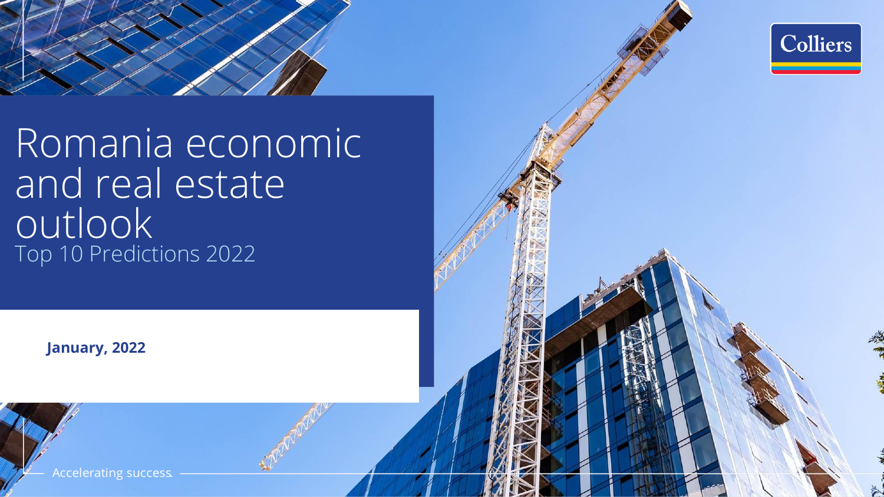# Romania economic and real estate outlook

## Top 10 Predictions 2022

**January, 2022**

Colliers

Accelerating success.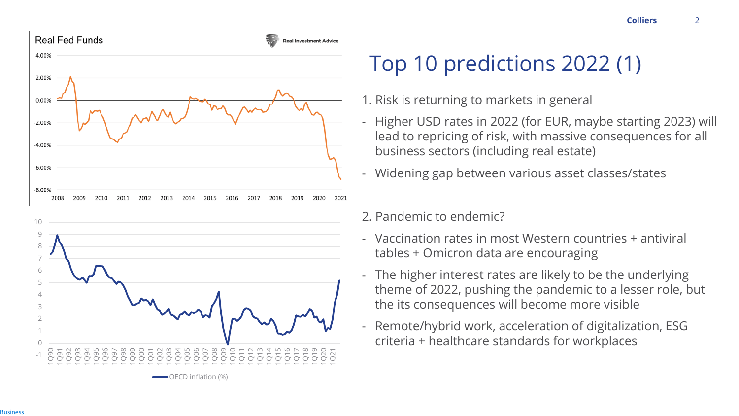# Top 10 predictions 2022 (1)

1. Risk is returning to markets in general

- Higher USD rates in 2022 (for EUR, maybe starting 2023) will lead to repricing of risk, with massive consequences for all business sectors (including real estate)
- Widening gap between various asset classes/states

2. Pandemic to endemic?

- Vaccination rates in most Western countries + antiviral tables + Omicron data are encouraging
- The higher interest rates are likely to be the underlying theme of 2022, pushing the pandemic to a lesser role, but the its consequences will become more visible
- Remote/hybrid work, acceleration of digitalization, ESG criteria + healthcare standards for workplaces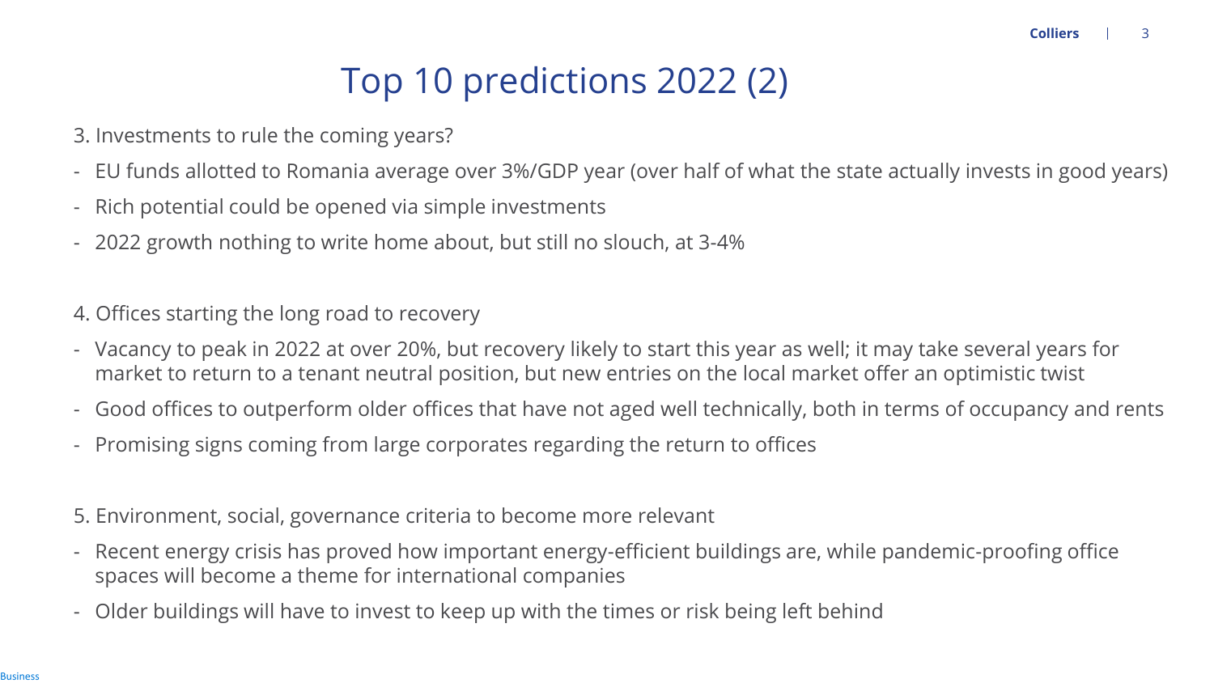# Top 10 predictions 2022 (2)

3. Investments to rule the coming years?

- EU funds allotted to Romania average over 3%/GDP year (over half of what the state actually invests in good years)
- Rich potential could be opened via simple investments
- 2022 growth nothing to write home about, but still no slouch, at 3-4%

4. Offices starting the long road to recovery

- Vacancy to peak in 2022 at over 20%, but recovery likely to start this year as well; it may take several years for market to return to a tenant neutral position, but new entries on the local market offer an optimistic twist
- Good offices to outperform older offices that have not aged well technically, both in terms of occupancy and rents
- Promising signs coming from large corporates regarding the return to offices

5. Environment, social, governance criteria to become more relevant

- Recent energy crisis has proved how important energy-efficient buildings are, while pandemic-proofing office spaces will become a theme for international companies
- Older buildings will have to invest to keep up with the times or risk being left behind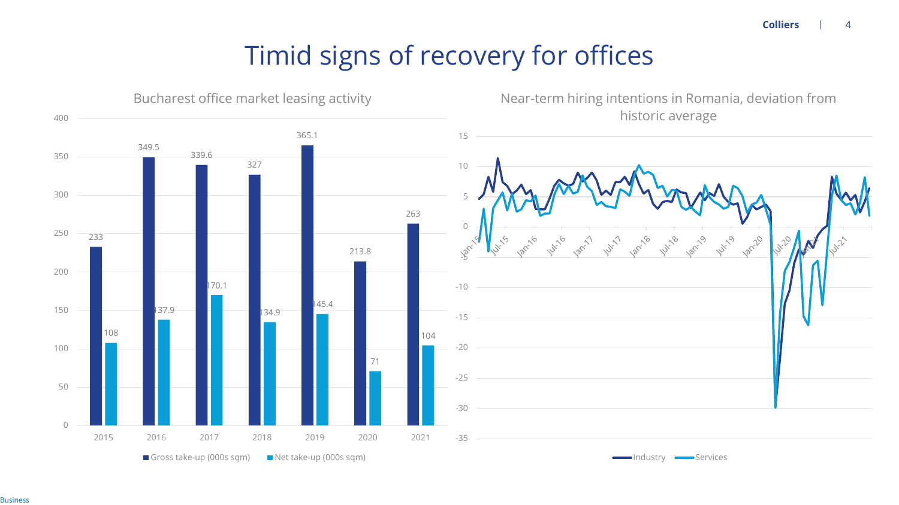# Timid signs of recovery for offices

## Bucharest office market leasing activity

| Year | Gross take-up (000s sqm) | Net take-up (000s sqm) |
|---|---|---|
| 2015 | 233 | 108 |
| 2016 | 349.5 | 137.9 |
| 2017 | 339.6 | 170.1 |
| 2018 | 327 | 134.9 |
| 2019 | 365.1 | 145.4 |
| 2020 | 213.8 | 71 |
| 2021 | 263 | 104 |

## Near-term hiring intentions in Romania, deviation from historic average

Series: Industry, Services (Jan-15 to Jul-21)

Business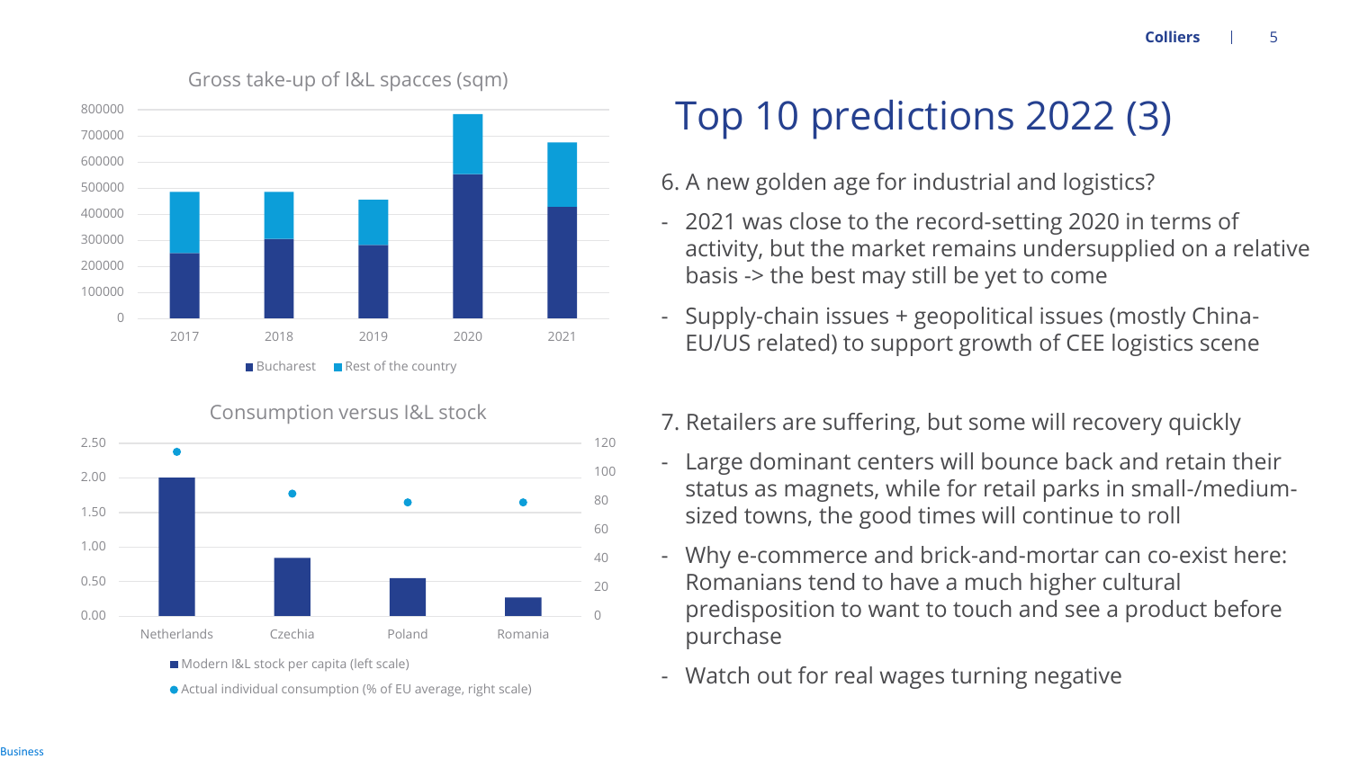# Top 10 predictions 2022 (3)

**Gross take-up of I&L spacces (sqm)**

| Year | Bucharest | Rest of the country |
| --- | --- | --- |
| 2017 | ~250000 | ~235000 |
| 2018 | ~305000 | ~180000 |
| 2019 | ~280000 | ~175000 |
| 2020 | ~555000 | ~230000 |
| 2021 | ~430000 | ~245000 |

**Consumption versus I&L stock**

| Country | Modern I&L stock per capita (left scale) | Actual individual consumption (% of EU average, right scale) |
| --- | --- | --- |
| Netherlands | ~2.00 | ~113 |
| Czechia | ~0.85 | ~85 |
| Poland | ~0.55 | ~79 |
| Romania | ~0.27 | ~79 |

6. A new golden age for industrial and logistics?

- 2021 was close to the record-setting 2020 in terms of activity, but the market remains undersupplied on a relative basis -> the best may still be yet to come
- Supply-chain issues + geopolitical issues (mostly China-EU/US related) to support growth of CEE logistics scene

7. Retailers are suffering, but some will recovery quickly

- Large dominant centers will bounce back and retain their status as magnets, while for retail parks in small-/medium-sized towns, the good times will continue to roll
- Why e-commerce and brick-and-mortar can co-exist here: Romanians tend to have a much higher cultural predisposition to want to touch and see a product before purchase
- Watch out for real wages turning negative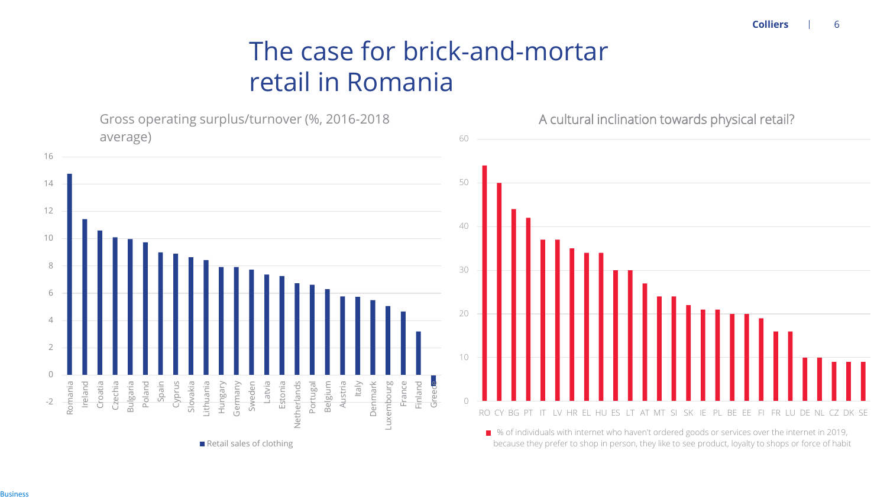# The case for brick-and-mortar retail in Romania

## Gross operating surplus/turnover (%, 2016-2018 average)

| Country | Retail sales of clothing |
|---|---|
| Romania | 14.8 |
| Ireland | 11.4 |
| Croatia | 10.6 |
| Czechia | 10.1 |
| Bulgaria | 10.0 |
| Poland | 9.7 |
| Spain | 9.0 |
| Cyprus | 8.9 |
| Slovakia | 8.6 |
| Lithuania | 8.4 |
| Hungary | 7.9 |
| Germany | 7.9 |
| Sweden | 7.7 |
| Latvia | 7.4 |
| Estonia | 7.2 |
| Netherlands | 6.7 |
| Portugal | 6.6 |
| Belgium | 6.3 |
| Austria | 5.8 |
| Italy | 5.7 |
| Denmark | 5.5 |
| Luxembourg | 5.0 |
| France | 4.6 |
| Finland | 3.2 |
| Greece | -0.8 |

■ Retail sales of clothing

## A cultural inclination towards physical retail?

| Country | % |
|---|---|
| RO | 54 |
| CY | 50 |
| BG | 44 |
| PT | 42 |
| IT | 37 |
| LV | 37 |
| HR | 35 |
| EL | 34 |
| HU | 34 |
| ES | 30 |
| LT | 30 |
| AT | 27 |
| MT | 24 |
| SI | 24 |
| SK | 22 |
| IE | 21 |
| PL | 21 |
| BE | 20 |
| EE | 20 |
| FI | 19 |
| FR | 16 |
| LU | 16 |
| DE | 10 |
| NL | 10 |
| CZ | 9 |
| DK | 9 |
| SE | 9 |

■ % of individuals with internet who haven't ordered goods or services over the internet in 2019, because they prefer to shop in person, they like to see product, loyalty to shops or force of habit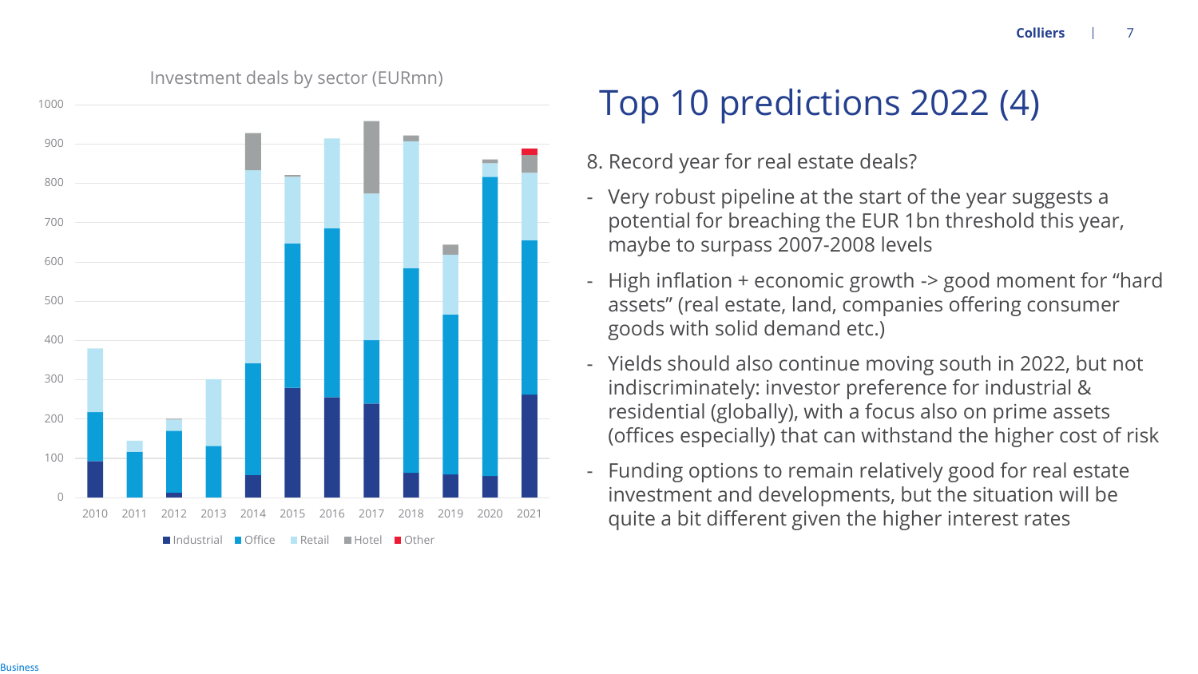Investment deals by sector (EURmn)

Legend: Industrial, Office, Retail, Hotel, Other

# Top 10 predictions 2022 (4)

8. Record year for real estate deals?

- Very robust pipeline at the start of the year suggests a potential for breaching the EUR 1bn threshold this year, maybe to surpass 2007-2008 levels
- High inflation + economic growth -> good moment for "hard assets" (real estate, land, companies offering consumer goods with solid demand etc.)
- Yields should also continue moving south in 2022, but not indiscriminately: investor preference for industrial & residential (globally), with a focus also on prime assets (offices especially) that can withstand the higher cost of risk
- Funding options to remain relatively good for real estate investment and developments, but the situation will be quite a bit different given the higher interest rates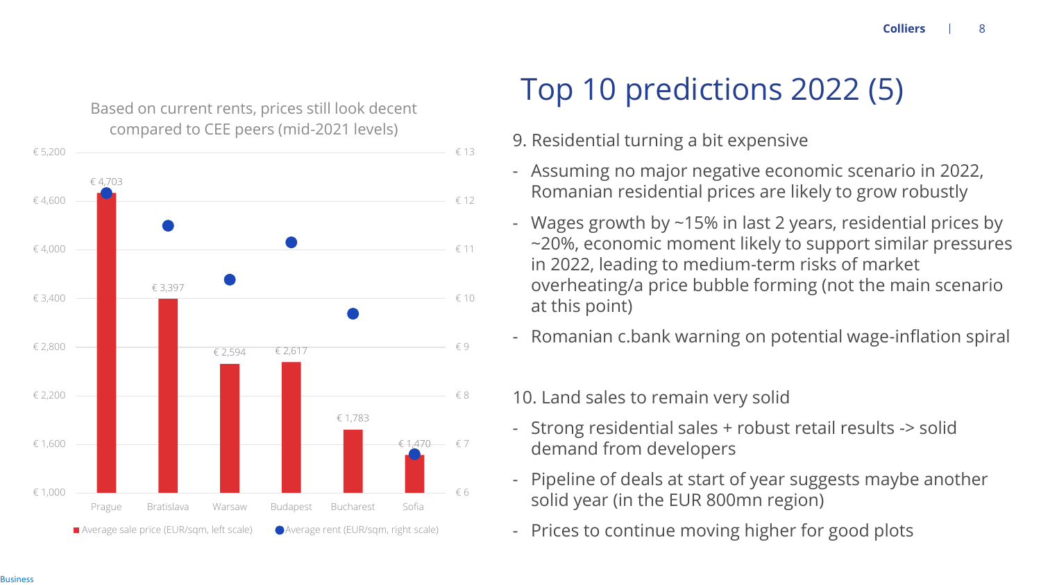# Top 10 predictions 2022 (5)

Based on current rents, prices still look decent compared to CEE peers (mid-2021 levels)

€ 5,200
€ 4,600
€ 4,000
€ 3,400
€ 2,800
€ 2,200
€ 1,600
€ 1,000

€ 13
€ 12
€ 11
€ 10
€ 9
€ 8
€ 7
€ 6

€ 4,703
€ 3,397
€ 2,594
€ 2,617
€ 1,783
€ 1,470

Prague
Bratislava
Warsaw
Budapest
Bucharest
Sofia

Average sale price (EUR/sqm, left scale)
Average rent (EUR/sqm, right scale)

9. Residential turning a bit expensive

- Assuming no major negative economic scenario in 2022, Romanian residential prices are likely to grow robustly
- Wages growth by ~15% in last 2 years, residential prices by ~20%, economic moment likely to support similar pressures in 2022, leading to medium-term risks of market overheating/a price bubble forming (not the main scenario at this point)
- Romanian c.bank warning on potential wage-inflation spiral

10. Land sales to remain very solid

- Strong residential sales + robust retail results -> solid demand from developers
- Pipeline of deals at start of year suggests maybe another solid year (in the EUR 800mn region)
- Prices to continue moving higher for good plots